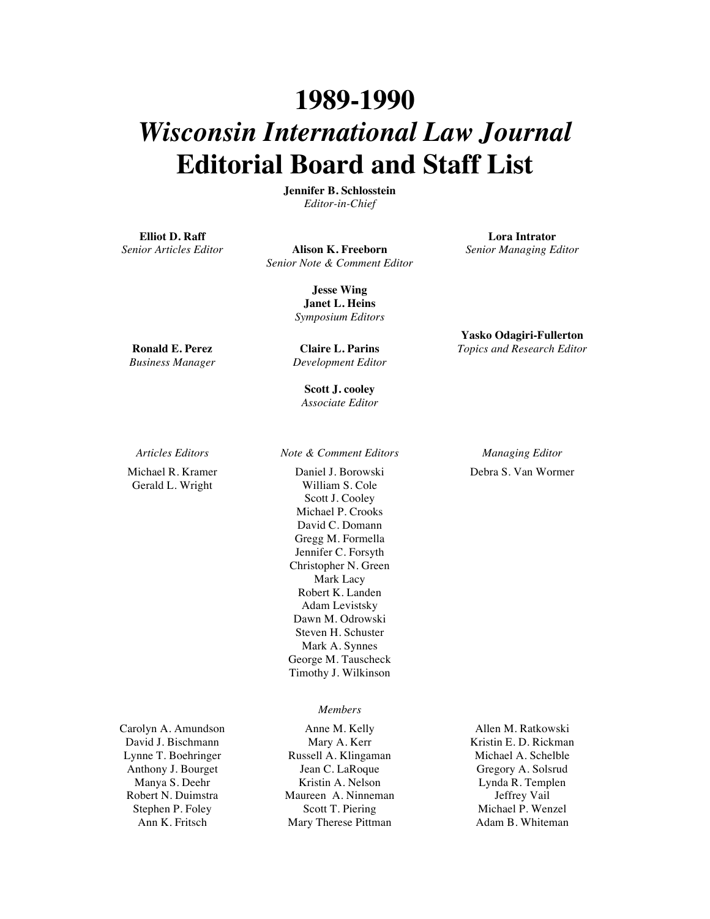# 1989-1990
# *Wisconsin International Law Journal*
# Editorial Board and Staff List

**Jennifer B. Schlosstein**
*Editor-in-Chief*

**Elliot D. Raff**
*Senior Articles Editor*

**Alison K. Freeborn**
*Senior Note & Comment Editor*

**Lora Intrator**
*Senior Managing Editor*

**Jesse Wing**
**Janet L. Heins**
*Symposium Editors*

**Ronald E. Perez**
*Business Manager*

**Claire L. Parins**
*Development Editor*

**Yasko Odagiri-Fullerton**
*Topics and Research Editor*

**Scott J. cooley**
*Associate Editor*

*Articles Editors*

Michael R. Kramer
Gerald L. Wright

*Note & Comment Editors*

Daniel J. Borowski
William S. Cole
Scott J. Cooley
Michael P. Crooks
David C. Domann
Gregg M. Formella
Jennifer C. Forsyth
Christopher N. Green
Mark Lacy
Robert K. Landen
Adam Levistsky
Dawn M. Odrowski
Steven H. Schuster
Mark A. Synnes
George M. Tauscheck
Timothy J. Wilkinson

*Managing Editor*

Debra S. Van Wormer

*Members*

Carolyn A. Amundson
David J. Bischmann
Lynne T. Boehringer
Anthony J. Bourget
Manya S. Deehr
Robert N. Duimstra
Stephen P. Foley
Ann K. Fritsch
Anne M. Kelly
Mary A. Kerr
Russell A. Klingaman
Jean C. LaRoque
Kristin A. Nelson
Maureen A. Ninneman
Scott T. Piering
Mary Therese Pittman
Allen M. Ratkowski
Kristin E. D. Rickman
Michael A. Schelble
Gregory A. Solsrud
Lynda R. Templen
Jeffrey Vail
Michael P. Wenzel
Adam B. Whiteman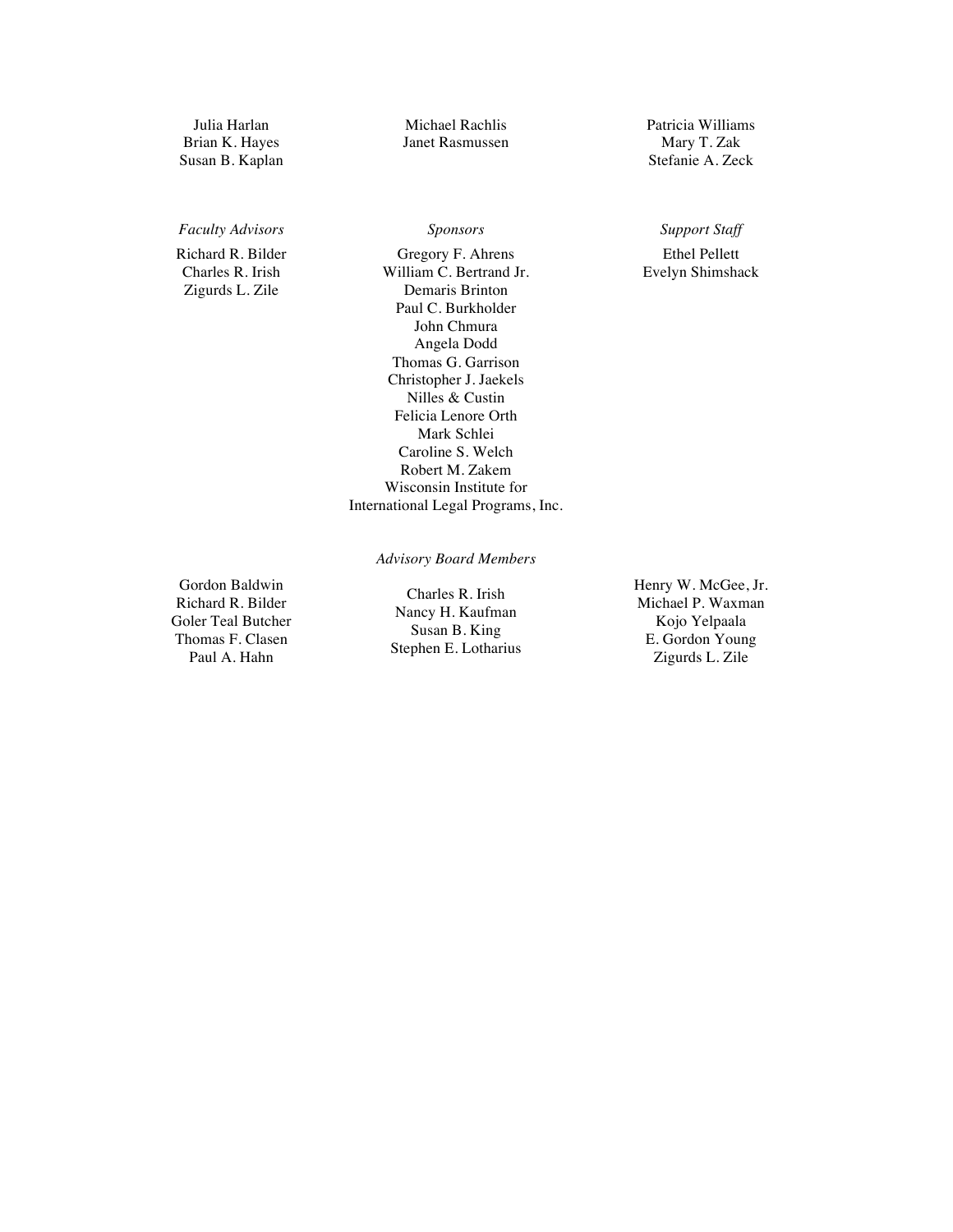Julia Harlan
Brian K. Hayes
Susan B. Kaplan
Michael Rachlis
Janet Rasmussen
Patricia Williams
Mary T. Zak
Stefanie A. Zeck

*Faculty Advisors*

Richard R. Bilder
Charles R. Irish
Zigurds L. Zile

*Sponsors*

Gregory F. Ahrens
William C. Bertrand Jr.
Demaris Brinton
Paul C. Burkholder
John Chmura
Angela Dodd
Thomas G. Garrison
Christopher J. Jaekels
Nilles & Custin
Felicia Lenore Orth
Mark Schlei
Caroline S. Welch
Robert M. Zakem
Wisconsin Institute for
International Legal Programs, Inc.

*Support Staff*

Ethel Pellett
Evelyn Shimshack

*Advisory Board Members*

Gordon Baldwin
Richard R. Bilder
Goler Teal Butcher
Thomas F. Clasen
Paul A. Hahn
Charles R. Irish
Nancy H. Kaufman
Susan B. King
Stephen E. Lotharius
Henry W. McGee, Jr.
Michael P. Waxman
Kojo Yelpaala
E. Gordon Young
Zigurds L. Zile